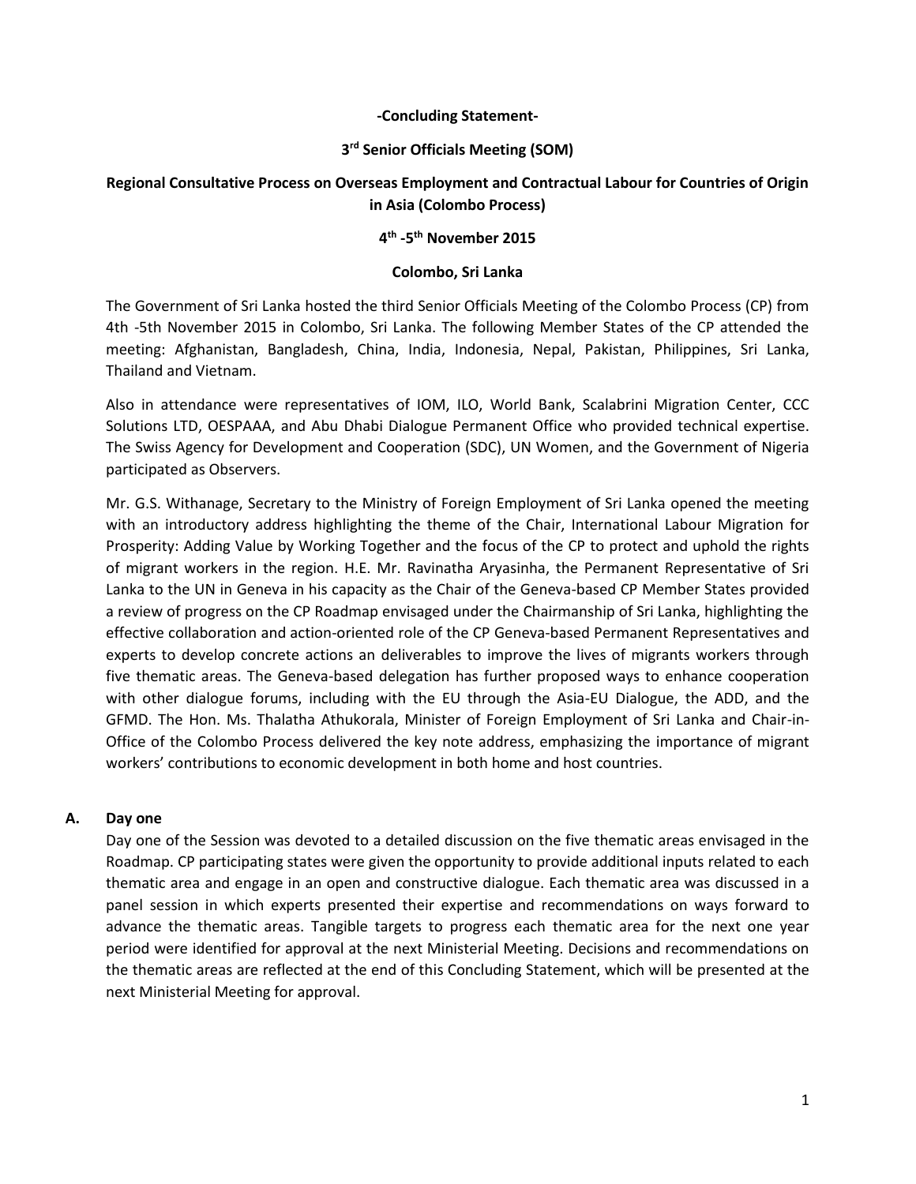**-Concluding Statement-**

**3rd Senior Officials Meeting (SOM)**

**Regional Consultative Process on Overseas Employment and Contractual Labour for Countries of Origin in Asia (Colombo Process)**

**4th -5th November 2015**

**Colombo, Sri Lanka**

The Government of Sri Lanka hosted the third Senior Officials Meeting of the Colombo Process (CP) from 4th -5th November 2015 in Colombo, Sri Lanka. The following Member States of the CP attended the meeting: Afghanistan, Bangladesh, China, India, Indonesia, Nepal, Pakistan, Philippines, Sri Lanka, Thailand and Vietnam.

Also in attendance were representatives of IOM, ILO, World Bank, Scalabrini Migration Center, CCC Solutions LTD, OESPAAA, and Abu Dhabi Dialogue Permanent Office who provided technical expertise. The Swiss Agency for Development and Cooperation (SDC), UN Women, and the Government of Nigeria participated as Observers.

Mr. G.S. Withanage, Secretary to the Ministry of Foreign Employment of Sri Lanka opened the meeting with an introductory address highlighting the theme of the Chair, International Labour Migration for Prosperity: Adding Value by Working Together and the focus of the CP to protect and uphold the rights of migrant workers in the region. H.E. Mr. Ravinatha Aryasinha, the Permanent Representative of Sri Lanka to the UN in Geneva in his capacity as the Chair of the Geneva-based CP Member States provided a review of progress on the CP Roadmap envisaged under the Chairmanship of Sri Lanka, highlighting the effective collaboration and action-oriented role of the CP Geneva-based Permanent Representatives and experts to develop concrete actions an deliverables to improve the lives of migrants workers through five thematic areas. The Geneva-based delegation has further proposed ways to enhance cooperation with other dialogue forums, including with the EU through the Asia-EU Dialogue, the ADD, and the GFMD. The Hon. Ms. Thalatha Athukorala, Minister of Foreign Employment of Sri Lanka and Chair-in-Office of the Colombo Process delivered the key note address, emphasizing the importance of migrant workers' contributions to economic development in both home and host countries.

## A. Day one

Day one of the Session was devoted to a detailed discussion on the five thematic areas envisaged in the Roadmap. CP participating states were given the opportunity to provide additional inputs related to each thematic area and engage in an open and constructive dialogue. Each thematic area was discussed in a panel session in which experts presented their expertise and recommendations on ways forward to advance the thematic areas. Tangible targets to progress each thematic area for the next one year period were identified for approval at the next Ministerial Meeting. Decisions and recommendations on the thematic areas are reflected at the end of this Concluding Statement, which will be presented at the next Ministerial Meeting for approval.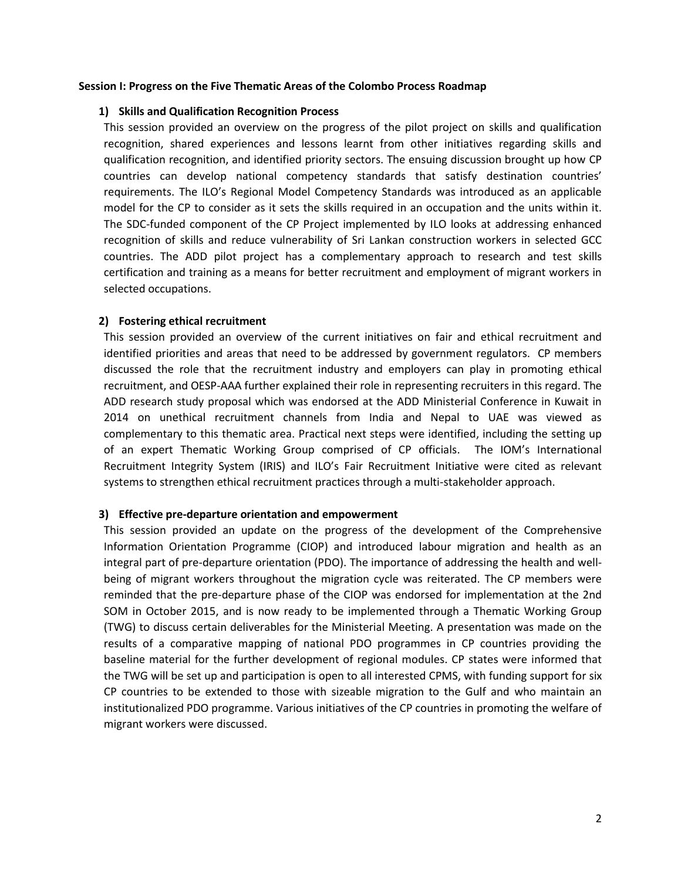**Session I: Progress on the Five Thematic Areas of the Colombo Process Roadmap**

1) **Skills and Qualification Recognition Process**

This session provided an overview on the progress of the pilot project on skills and qualification recognition, shared experiences and lessons learnt from other initiatives regarding skills and qualification recognition, and identified priority sectors. The ensuing discussion brought up how CP countries can develop national competency standards that satisfy destination countries' requirements. The ILO's Regional Model Competency Standards was introduced as an applicable model for the CP to consider as it sets the skills required in an occupation and the units within it. The SDC-funded component of the CP Project implemented by ILO looks at addressing enhanced recognition of skills and reduce vulnerability of Sri Lankan construction workers in selected GCC countries. The ADD pilot project has a complementary approach to research and test skills certification and training as a means for better recruitment and employment of migrant workers in selected occupations.

2) **Fostering ethical recruitment**

This session provided an overview of the current initiatives on fair and ethical recruitment and identified priorities and areas that need to be addressed by government regulators. CP members discussed the role that the recruitment industry and employers can play in promoting ethical recruitment, and OESP-AAA further explained their role in representing recruiters in this regard. The ADD research study proposal which was endorsed at the ADD Ministerial Conference in Kuwait in 2014 on unethical recruitment channels from India and Nepal to UAE was viewed as complementary to this thematic area. Practical next steps were identified, including the setting up of an expert Thematic Working Group comprised of CP officials. The IOM's International Recruitment Integrity System (IRIS) and ILO's Fair Recruitment Initiative were cited as relevant systems to strengthen ethical recruitment practices through a multi-stakeholder approach.

3) **Effective pre-departure orientation and empowerment**

This session provided an update on the progress of the development of the Comprehensive Information Orientation Programme (CIOP) and introduced labour migration and health as an integral part of pre-departure orientation (PDO). The importance of addressing the health and well-being of migrant workers throughout the migration cycle was reiterated. The CP members were reminded that the pre-departure phase of the CIOP was endorsed for implementation at the 2nd SOM in October 2015, and is now ready to be implemented through a Thematic Working Group (TWG) to discuss certain deliverables for the Ministerial Meeting. A presentation was made on the results of a comparative mapping of national PDO programmes in CP countries providing the baseline material for the further development of regional modules. CP states were informed that the TWG will be set up and participation is open to all interested CPMS, with funding support for six CP countries to be extended to those with sizeable migration to the Gulf and who maintain an institutionalized PDO programme. Various initiatives of the CP countries in promoting the welfare of migrant workers were discussed.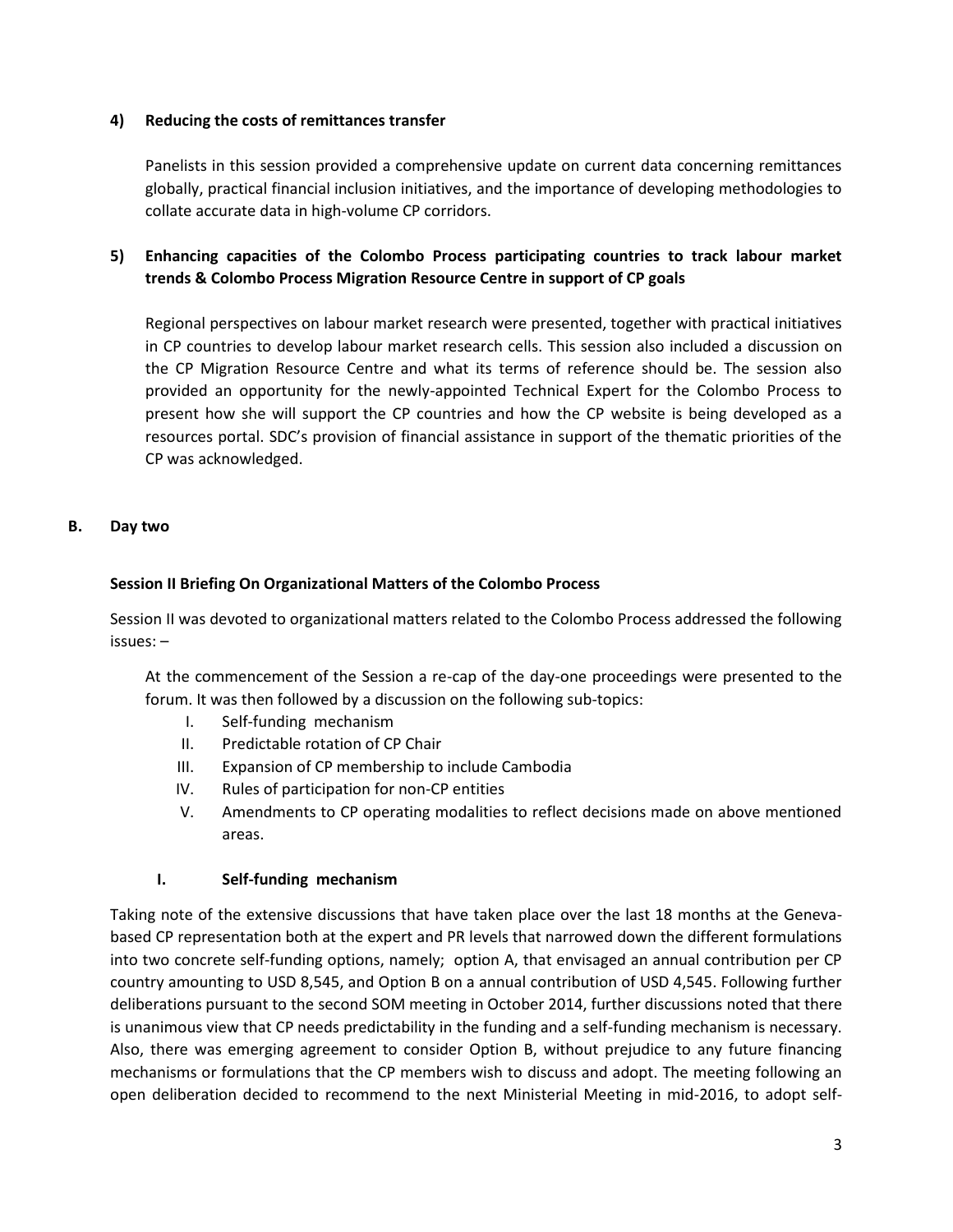### 4) Reducing the costs of remittances transfer

Panelists in this session provided a comprehensive update on current data concerning remittances globally, practical financial inclusion initiatives, and the importance of developing methodologies to collate accurate data in high-volume CP corridors.

### 5) Enhancing capacities of the Colombo Process participating countries to track labour market trends & Colombo Process Migration Resource Centre in support of CP goals

Regional perspectives on labour market research were presented, together with practical initiatives in CP countries to develop labour market research cells. This session also included a discussion on the CP Migration Resource Centre and what its terms of reference should be. The session also provided an opportunity for the newly-appointed Technical Expert for the Colombo Process to present how she will support the CP countries and how the CP website is being developed as a resources portal. SDC's provision of financial assistance in support of the thematic priorities of the CP was acknowledged.

## B. Day two

### Session II Briefing On Organizational Matters of the Colombo Process

Session II was devoted to organizational matters related to the Colombo Process addressed the following issues: –

At the commencement of the Session a re-cap of the day-one proceedings were presented to the forum. It was then followed by a discussion on the following sub-topics:

I. Self-funding mechanism
II. Predictable rotation of CP Chair
III. Expansion of CP membership to include Cambodia
IV. Rules of participation for non-CP entities
V. Amendments to CP operating modalities to reflect decisions made on above mentioned areas.

#### I. Self-funding mechanism

Taking note of the extensive discussions that have taken place over the last 18 months at the Geneva-based CP representation both at the expert and PR levels that narrowed down the different formulations into two concrete self-funding options, namely; option A, that envisaged an annual contribution per CP country amounting to USD 8,545, and Option B on a annual contribution of USD 4,545. Following further deliberations pursuant to the second SOM meeting in October 2014, further discussions noted that there is unanimous view that CP needs predictability in the funding and a self-funding mechanism is necessary. Also, there was emerging agreement to consider Option B, without prejudice to any future financing mechanisms or formulations that the CP members wish to discuss and adopt. The meeting following an open deliberation decided to recommend to the next Ministerial Meeting in mid-2016, to adopt self-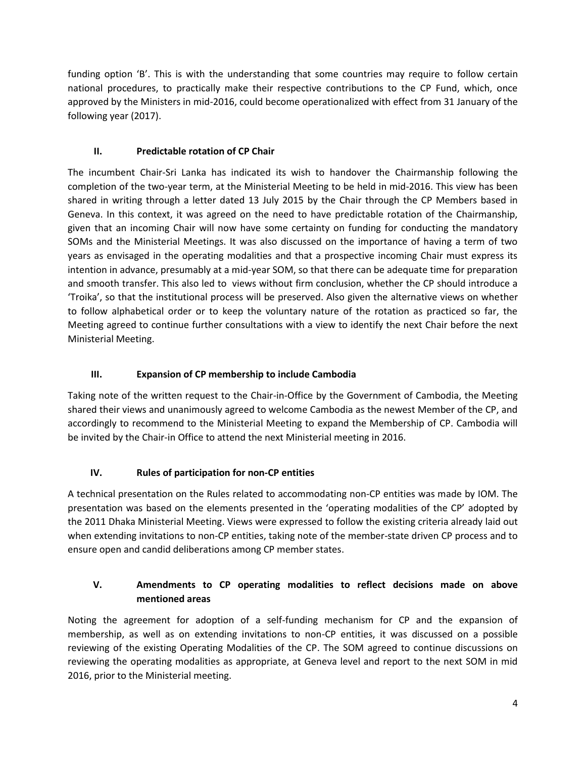funding option 'B'. This is with the understanding that some countries may require to follow certain national procedures, to practically make their respective contributions to the CP Fund, which, once approved by the Ministers in mid-2016, could become operationalized with effect from 31 January of the following year (2017).

## II. Predictable rotation of CP Chair

The incumbent Chair-Sri Lanka has indicated its wish to handover the Chairmanship following the completion of the two-year term, at the Ministerial Meeting to be held in mid-2016. This view has been shared in writing through a letter dated 13 July 2015 by the Chair through the CP Members based in Geneva. In this context, it was agreed on the need to have predictable rotation of the Chairmanship, given that an incoming Chair will now have some certainty on funding for conducting the mandatory SOMs and the Ministerial Meetings. It was also discussed on the importance of having a term of two years as envisaged in the operating modalities and that a prospective incoming Chair must express its intention in advance, presumably at a mid-year SOM, so that there can be adequate time for preparation and smooth transfer. This also led to views without firm conclusion, whether the CP should introduce a 'Troika', so that the institutional process will be preserved. Also given the alternative views on whether to follow alphabetical order or to keep the voluntary nature of the rotation as practiced so far, the Meeting agreed to continue further consultations with a view to identify the next Chair before the next Ministerial Meeting.

## III. Expansion of CP membership to include Cambodia

Taking note of the written request to the Chair-in-Office by the Government of Cambodia, the Meeting shared their views and unanimously agreed to welcome Cambodia as the newest Member of the CP, and accordingly to recommend to the Ministerial Meeting to expand the Membership of CP. Cambodia will be invited by the Chair-in Office to attend the next Ministerial meeting in 2016.

## IV. Rules of participation for non-CP entities

A technical presentation on the Rules related to accommodating non-CP entities was made by IOM. The presentation was based on the elements presented in the 'operating modalities of the CP' adopted by the 2011 Dhaka Ministerial Meeting. Views were expressed to follow the existing criteria already laid out when extending invitations to non-CP entities, taking note of the member-state driven CP process and to ensure open and candid deliberations among CP member states.

## V. Amendments to CP operating modalities to reflect decisions made on above mentioned areas

Noting the agreement for adoption of a self-funding mechanism for CP and the expansion of membership, as well as on extending invitations to non-CP entities, it was discussed on a possible reviewing of the existing Operating Modalities of the CP. The SOM agreed to continue discussions on reviewing the operating modalities as appropriate, at Geneva level and report to the next SOM in mid 2016, prior to the Ministerial meeting.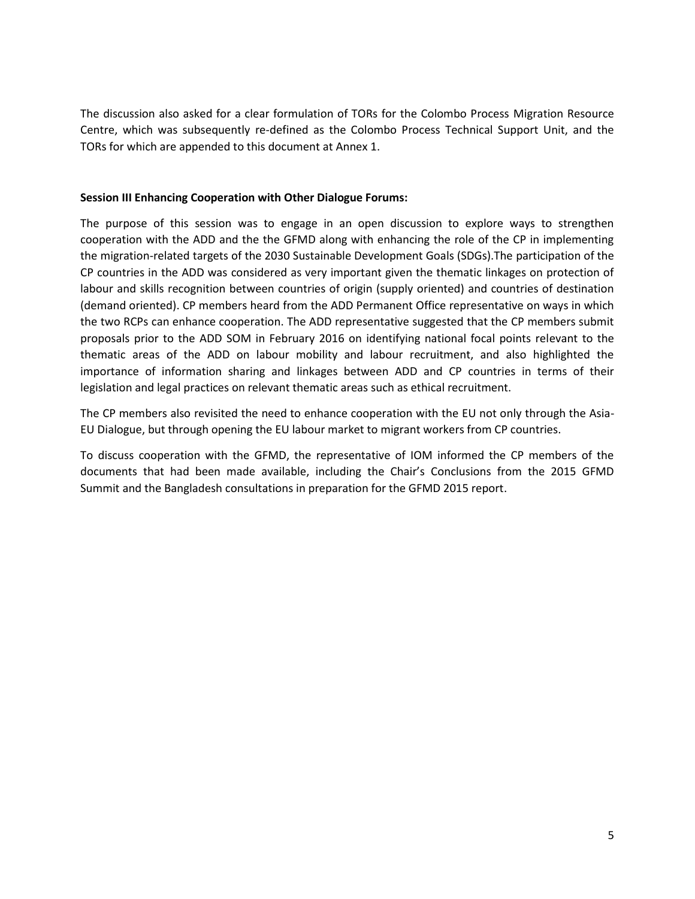The discussion also asked for a clear formulation of TORs for the Colombo Process Migration Resource Centre, which was subsequently re-defined as the Colombo Process Technical Support Unit, and the TORs for which are appended to this document at Annex 1.

**Session III Enhancing Cooperation with Other Dialogue Forums:**

The purpose of this session was to engage in an open discussion to explore ways to strengthen cooperation with the ADD and the the GFMD along with enhancing the role of the CP in implementing the migration-related targets of the 2030 Sustainable Development Goals (SDGs).The participation of the CP countries in the ADD was considered as very important given the thematic linkages on protection of labour and skills recognition between countries of origin (supply oriented) and countries of destination (demand oriented). CP members heard from the ADD Permanent Office representative on ways in which the two RCPs can enhance cooperation. The ADD representative suggested that the CP members submit proposals prior to the ADD SOM in February 2016 on identifying national focal points relevant to the thematic areas of the ADD on labour mobility and labour recruitment, and also highlighted the importance of information sharing and linkages between ADD and CP countries in terms of their legislation and legal practices on relevant thematic areas such as ethical recruitment.

The CP members also revisited the need to enhance cooperation with the EU not only through the Asia-EU Dialogue, but through opening the EU labour market to migrant workers from CP countries.

To discuss cooperation with the GFMD, the representative of IOM informed the CP members of the documents that had been made available, including the Chair's Conclusions from the 2015 GFMD Summit and the Bangladesh consultations in preparation for the GFMD 2015 report.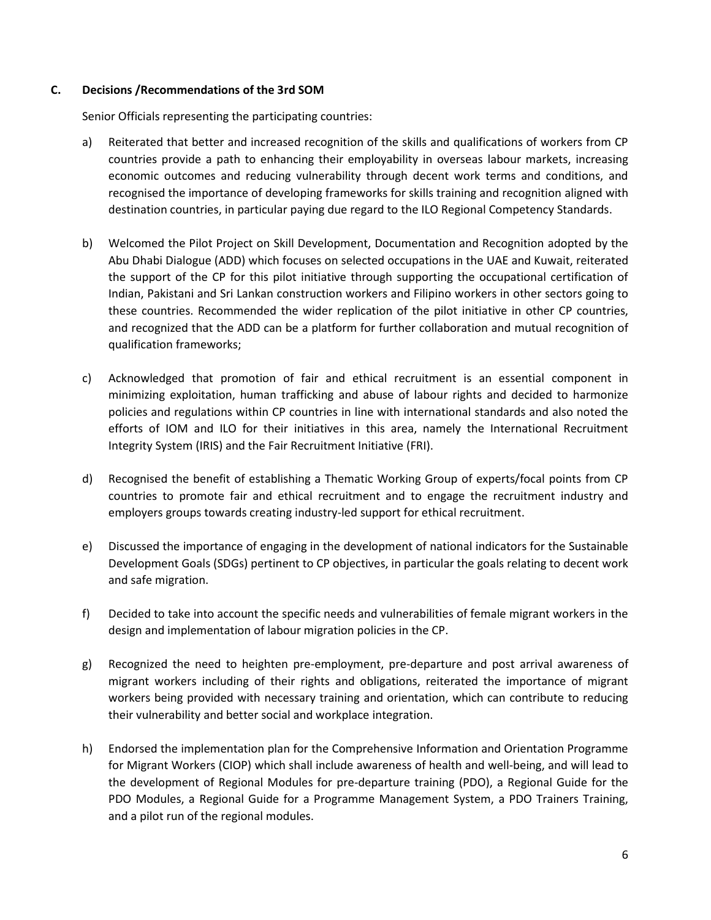## C. Decisions /Recommendations of the 3rd SOM

Senior Officials representing the participating countries:

a) Reiterated that better and increased recognition of the skills and qualifications of workers from CP countries provide a path to enhancing their employability in overseas labour markets, increasing economic outcomes and reducing vulnerability through decent work terms and conditions, and recognised the importance of developing frameworks for skills training and recognition aligned with destination countries, in particular paying due regard to the ILO Regional Competency Standards.

b) Welcomed the Pilot Project on Skill Development, Documentation and Recognition adopted by the Abu Dhabi Dialogue (ADD) which focuses on selected occupations in the UAE and Kuwait, reiterated the support of the CP for this pilot initiative through supporting the occupational certification of Indian, Pakistani and Sri Lankan construction workers and Filipino workers in other sectors going to these countries. Recommended the wider replication of the pilot initiative in other CP countries, and recognized that the ADD can be a platform for further collaboration and mutual recognition of qualification frameworks;

c) Acknowledged that promotion of fair and ethical recruitment is an essential component in minimizing exploitation, human trafficking and abuse of labour rights and decided to harmonize policies and regulations within CP countries in line with international standards and also noted the efforts of IOM and ILO for their initiatives in this area, namely the International Recruitment Integrity System (IRIS) and the Fair Recruitment Initiative (FRI).

d) Recognised the benefit of establishing a Thematic Working Group of experts/focal points from CP countries to promote fair and ethical recruitment and to engage the recruitment industry and employers groups towards creating industry-led support for ethical recruitment.

e) Discussed the importance of engaging in the development of national indicators for the Sustainable Development Goals (SDGs) pertinent to CP objectives, in particular the goals relating to decent work and safe migration.

f) Decided to take into account the specific needs and vulnerabilities of female migrant workers in the design and implementation of labour migration policies in the CP.

g) Recognized the need to heighten pre-employment, pre-departure and post arrival awareness of migrant workers including of their rights and obligations, reiterated the importance of migrant workers being provided with necessary training and orientation, which can contribute to reducing their vulnerability and better social and workplace integration.

h) Endorsed the implementation plan for the Comprehensive Information and Orientation Programme for Migrant Workers (CIOP) which shall include awareness of health and well-being, and will lead to the development of Regional Modules for pre-departure training (PDO), a Regional Guide for the PDO Modules, a Regional Guide for a Programme Management System, a PDO Trainers Training, and a pilot run of the regional modules.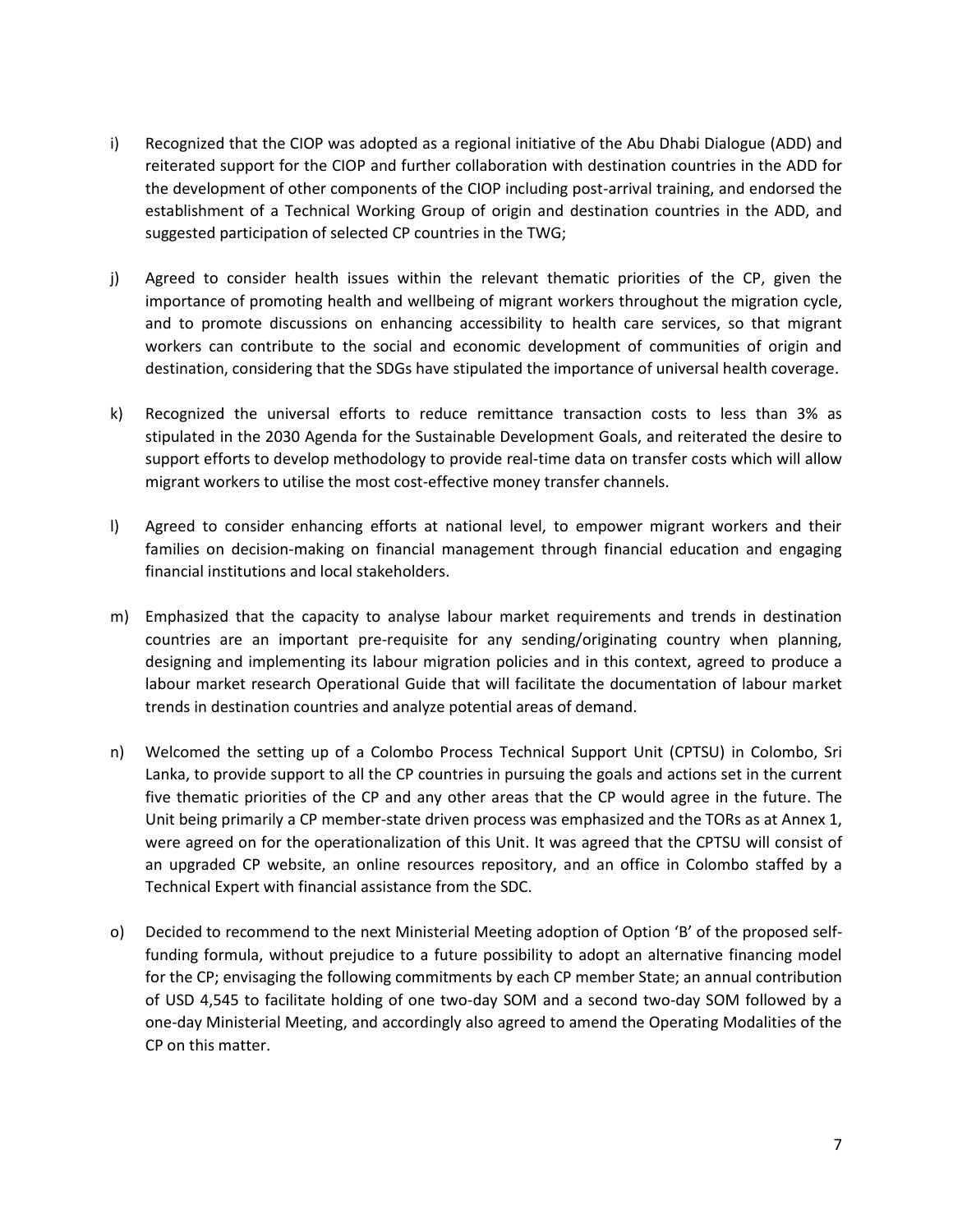i) Recognized that the CIOP was adopted as a regional initiative of the Abu Dhabi Dialogue (ADD) and reiterated support for the CIOP and further collaboration with destination countries in the ADD for the development of other components of the CIOP including post-arrival training, and endorsed the establishment of a Technical Working Group of origin and destination countries in the ADD, and suggested participation of selected CP countries in the TWG;

j) Agreed to consider health issues within the relevant thematic priorities of the CP, given the importance of promoting health and wellbeing of migrant workers throughout the migration cycle, and to promote discussions on enhancing accessibility to health care services, so that migrant workers can contribute to the social and economic development of communities of origin and destination, considering that the SDGs have stipulated the importance of universal health coverage.

k) Recognized the universal efforts to reduce remittance transaction costs to less than 3% as stipulated in the 2030 Agenda for the Sustainable Development Goals, and reiterated the desire to support efforts to develop methodology to provide real-time data on transfer costs which will allow migrant workers to utilise the most cost-effective money transfer channels.

l) Agreed to consider enhancing efforts at national level, to empower migrant workers and their families on decision-making on financial management through financial education and engaging financial institutions and local stakeholders.

m) Emphasized that the capacity to analyse labour market requirements and trends in destination countries are an important pre-requisite for any sending/originating country when planning, designing and implementing its labour migration policies and in this context, agreed to produce a labour market research Operational Guide that will facilitate the documentation of labour market trends in destination countries and analyze potential areas of demand.

n) Welcomed the setting up of a Colombo Process Technical Support Unit (CPTSU) in Colombo, Sri Lanka, to provide support to all the CP countries in pursuing the goals and actions set in the current five thematic priorities of the CP and any other areas that the CP would agree in the future. The Unit being primarily a CP member-state driven process was emphasized and the TORs as at Annex 1, were agreed on for the operationalization of this Unit. It was agreed that the CPTSU will consist of an upgraded CP website, an online resources repository, and an office in Colombo staffed by a Technical Expert with financial assistance from the SDC.

o) Decided to recommend to the next Ministerial Meeting adoption of Option 'B' of the proposed self-funding formula, without prejudice to a future possibility to adopt an alternative financing model for the CP; envisaging the following commitments by each CP member State; an annual contribution of USD 4,545 to facilitate holding of one two-day SOM and a second two-day SOM followed by a one-day Ministerial Meeting, and accordingly also agreed to amend the Operating Modalities of the CP on this matter.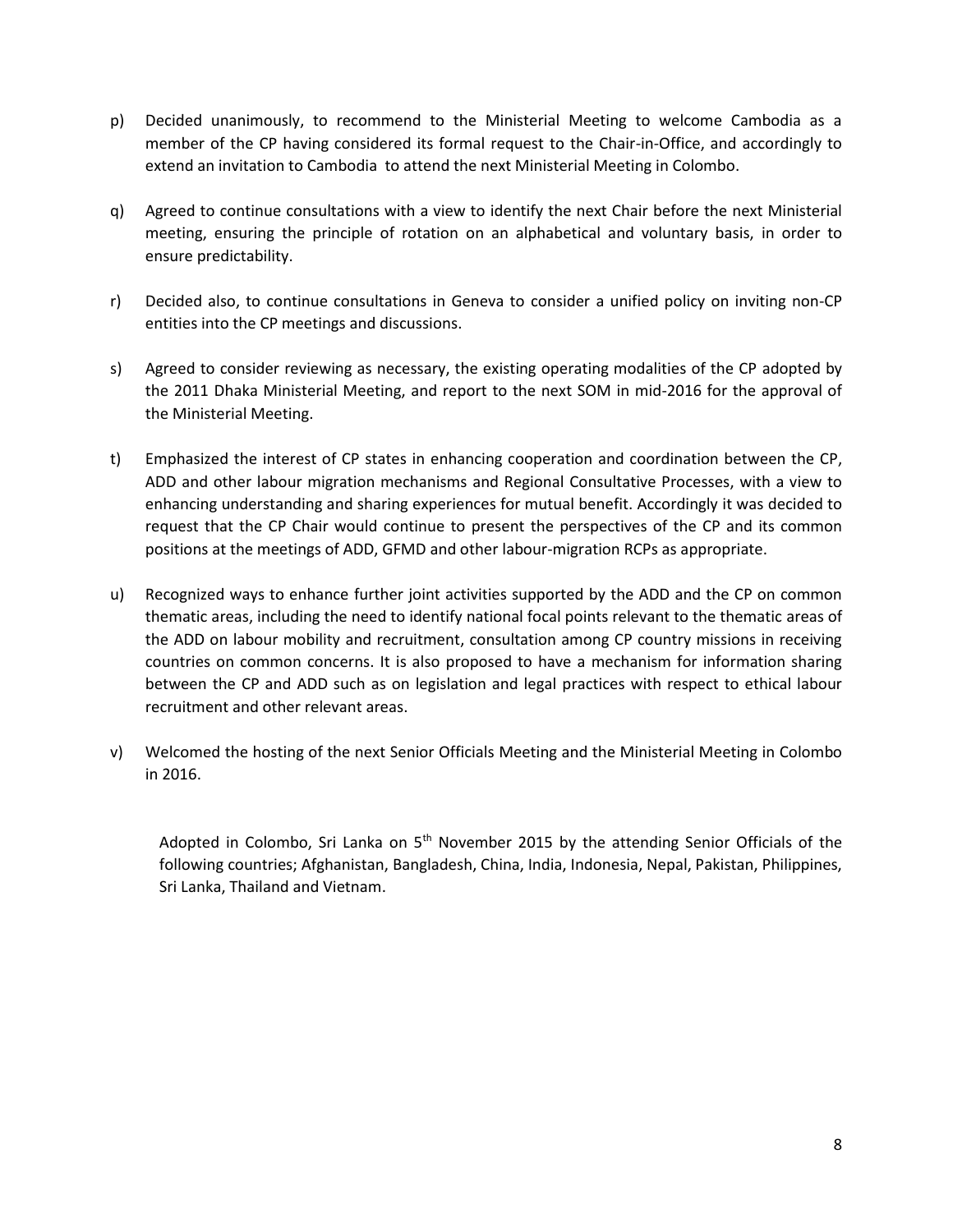p) Decided unanimously, to recommend to the Ministerial Meeting to welcome Cambodia as a member of the CP having considered its formal request to the Chair-in-Office, and accordingly to extend an invitation to Cambodia to attend the next Ministerial Meeting in Colombo.

q) Agreed to continue consultations with a view to identify the next Chair before the next Ministerial meeting, ensuring the principle of rotation on an alphabetical and voluntary basis, in order to ensure predictability.

r) Decided also, to continue consultations in Geneva to consider a unified policy on inviting non-CP entities into the CP meetings and discussions.

s) Agreed to consider reviewing as necessary, the existing operating modalities of the CP adopted by the 2011 Dhaka Ministerial Meeting, and report to the next SOM in mid-2016 for the approval of the Ministerial Meeting.

t) Emphasized the interest of CP states in enhancing cooperation and coordination between the CP, ADD and other labour migration mechanisms and Regional Consultative Processes, with a view to enhancing understanding and sharing experiences for mutual benefit. Accordingly it was decided to request that the CP Chair would continue to present the perspectives of the CP and its common positions at the meetings of ADD, GFMD and other labour-migration RCPs as appropriate.

u) Recognized ways to enhance further joint activities supported by the ADD and the CP on common thematic areas, including the need to identify national focal points relevant to the thematic areas of the ADD on labour mobility and recruitment, consultation among CP country missions in receiving countries on common concerns. It is also proposed to have a mechanism for information sharing between the CP and ADD such as on legislation and legal practices with respect to ethical labour recruitment and other relevant areas.

v) Welcomed the hosting of the next Senior Officials Meeting and the Ministerial Meeting in Colombo in 2016.

Adopted in Colombo, Sri Lanka on 5th November 2015 by the attending Senior Officials of the following countries; Afghanistan, Bangladesh, China, India, Indonesia, Nepal, Pakistan, Philippines, Sri Lanka, Thailand and Vietnam.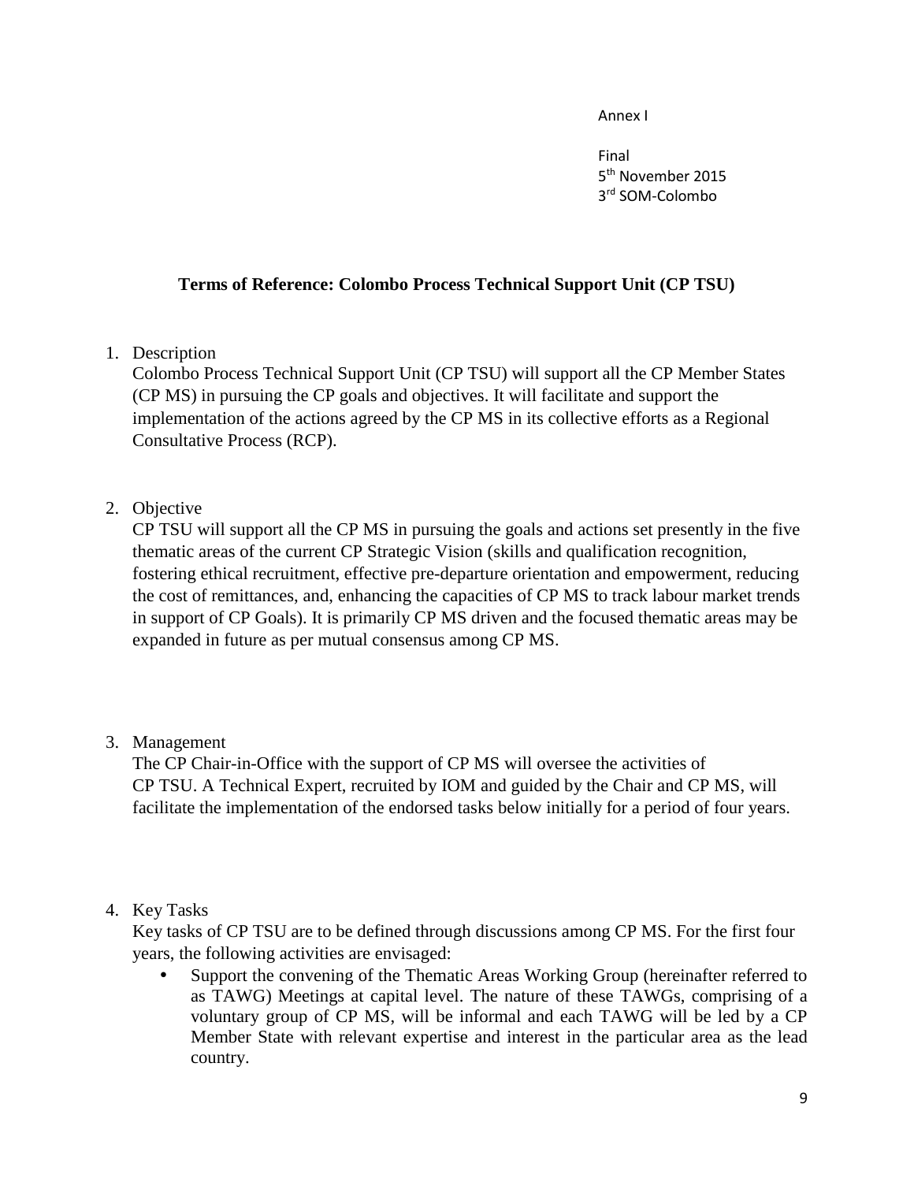Annex I

Final
5th November 2015
3rd SOM-Colombo

## Terms of Reference: Colombo Process Technical Support Unit (CP TSU)

1. Description
   Colombo Process Technical Support Unit (CP TSU) will support all the CP Member States (CP MS) in pursuing the CP goals and objectives. It will facilitate and support the implementation of the actions agreed by the CP MS in its collective efforts as a Regional Consultative Process (RCP).

2. Objective
   CP TSU will support all the CP MS in pursuing the goals and actions set presently in the five thematic areas of the current CP Strategic Vision (skills and qualification recognition, fostering ethical recruitment, effective pre-departure orientation and empowerment, reducing the cost of remittances, and, enhancing the capacities of CP MS to track labour market trends in support of CP Goals). It is primarily CP MS driven and the focused thematic areas may be expanded in future as per mutual consensus among CP MS.

3. Management
   The CP Chair-in-Office with the support of CP MS will oversee the activities of CP TSU. A Technical Expert, recruited by IOM and guided by the Chair and CP MS, will facilitate the implementation of the endorsed tasks below initially for a period of four years.

4. Key Tasks
   Key tasks of CP TSU are to be defined through discussions among CP MS. For the first four years, the following activities are envisaged:
   - Support the convening of the Thematic Areas Working Group (hereinafter referred to as TAWG) Meetings at capital level. The nature of these TAWGs, comprising of a voluntary group of CP MS, will be informal and each TAWG will be led by a CP Member State with relevant expertise and interest in the particular area as the lead country.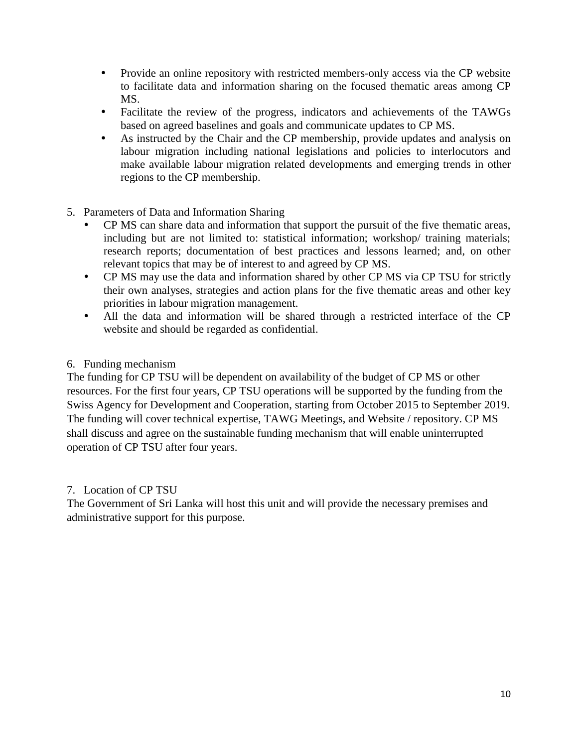- Provide an online repository with restricted members-only access via the CP website to facilitate data and information sharing on the focused thematic areas among CP MS.
- Facilitate the review of the progress, indicators and achievements of the TAWGs based on agreed baselines and goals and communicate updates to CP MS.
- As instructed by the Chair and the CP membership, provide updates and analysis on labour migration including national legislations and policies to interlocutors and make available labour migration related developments and emerging trends in other regions to the CP membership.

5. Parameters of Data and Information Sharing
   - CP MS can share data and information that support the pursuit of the five thematic areas, including but are not limited to: statistical information; workshop/ training materials; research reports; documentation of best practices and lessons learned; and, on other relevant topics that may be of interest to and agreed by CP MS.
   - CP MS may use the data and information shared by other CP MS via CP TSU for strictly their own analyses, strategies and action plans for the five thematic areas and other key priorities in labour migration management.
   - All the data and information will be shared through a restricted interface of the CP website and should be regarded as confidential.

6. Funding mechanism

The funding for CP TSU will be dependent on availability of the budget of CP MS or other resources. For the first four years, CP TSU operations will be supported by the funding from the Swiss Agency for Development and Cooperation, starting from October 2015 to September 2019. The funding will cover technical expertise, TAWG Meetings, and Website / repository. CP MS shall discuss and agree on the sustainable funding mechanism that will enable uninterrupted operation of CP TSU after four years.

7. Location of CP TSU

The Government of Sri Lanka will host this unit and will provide the necessary premises and administrative support for this purpose.